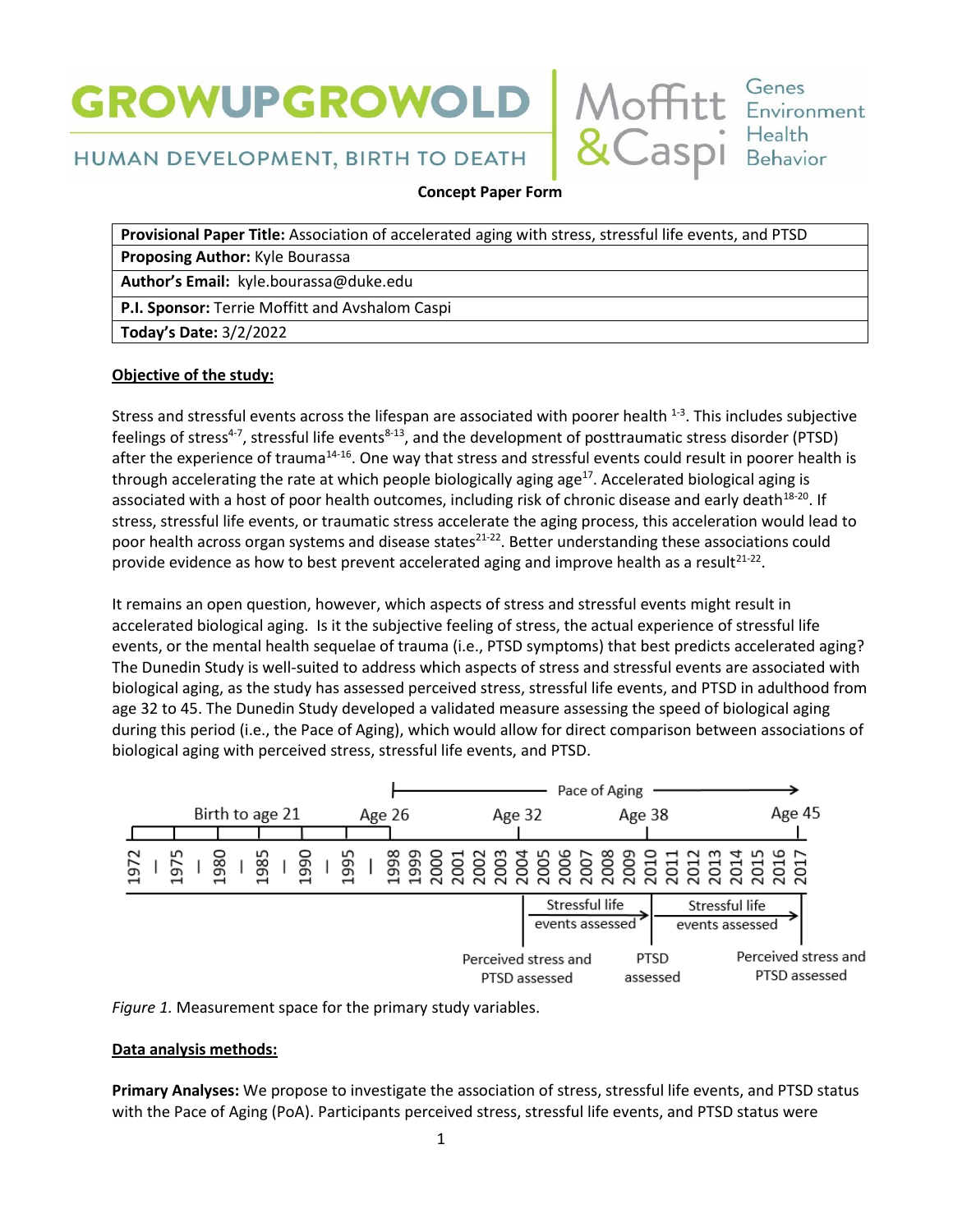GROWUPGROWOLD
HUMAN DEVELOPMENT, BIRTH TO DEATH

Moffitt & Caspi — Genes Environment Health Behavior

**Concept Paper Form**

| **Provisional Paper Title:** Association of accelerated aging with stress, stressful life events, and PTSD |
|---|
| **Proposing Author:** Kyle Bourassa |
| **Author's Email:** kyle.bourassa@duke.edu |
| **P.I. Sponsor:** Terrie Moffitt and Avshalom Caspi |
| **Today's Date:** 3/2/2022 |

**Objective of the study:**

Stress and stressful events across the lifespan are associated with poorer health [1-3]. This includes subjective feelings of stress[4-7], stressful life events[8-13], and the development of posttraumatic stress disorder (PTSD) after the experience of trauma[14-16]. One way that stress and stressful events could result in poorer health is through accelerating the rate at which people biologically aging age[17]. Accelerated biological aging is associated with a host of poor health outcomes, including risk of chronic disease and early death[18-20]. If stress, stressful life events, or traumatic stress accelerate the aging process, this acceleration would lead to poor health across organ systems and disease states[21-22]. Better understanding these associations could provide evidence as how to best prevent accelerated aging and improve health as a result[21-22].

It remains an open question, however, which aspects of stress and stressful events might result in accelerated biological aging. Is it the subjective feeling of stress, the actual experience of stressful life events, or the mental health sequelae of trauma (i.e., PTSD symptoms) that best predicts accelerated aging? The Dunedin Study is well-suited to address which aspects of stress and stressful events are associated with biological aging, as the study has assessed perceived stress, stressful life events, and PTSD in adulthood from age 32 to 45. The Dunedin Study developed a validated measure assessing the speed of biological aging during this period (i.e., the Pace of Aging), which would allow for direct comparison between associations of biological aging with perceived stress, stressful life events, and PTSD.

*Figure 1.* Measurement space for the primary study variables.

**Data analysis methods:**

**Primary Analyses:** We propose to investigate the association of stress, stressful life events, and PTSD status with the Pace of Aging (PoA). Participants perceived stress, stressful life events, and PTSD status were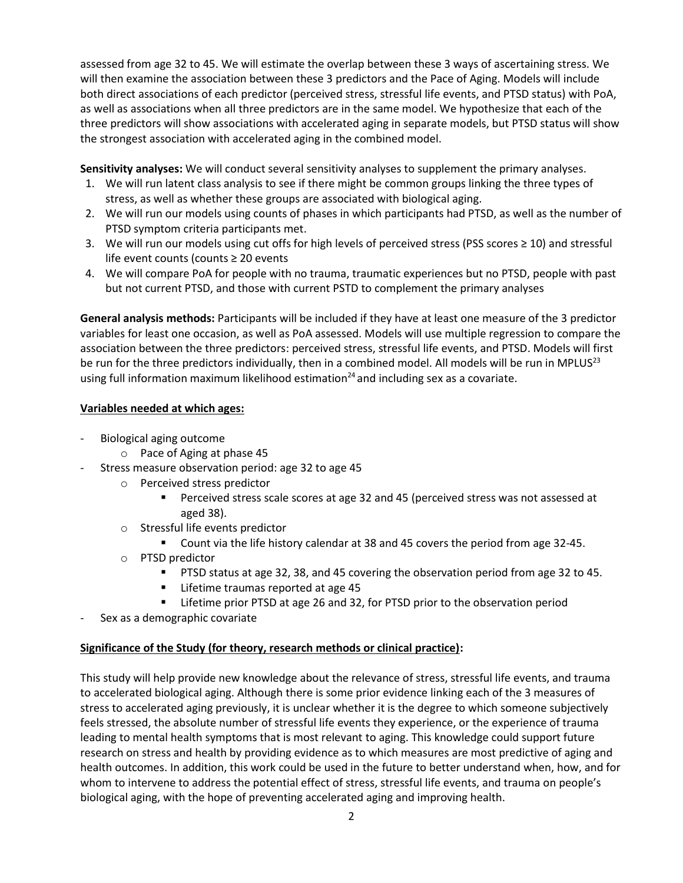assessed from age 32 to 45. We will estimate the overlap between these 3 ways of ascertaining stress. We will then examine the association between these 3 predictors and the Pace of Aging. Models will include both direct associations of each predictor (perceived stress, stressful life events, and PTSD status) with PoA, as well as associations when all three predictors are in the same model. We hypothesize that each of the three predictors will show associations with accelerated aging in separate models, but PTSD status will show the strongest association with accelerated aging in the combined model.

**Sensitivity analyses:** We will conduct several sensitivity analyses to supplement the primary analyses.

1. We will run latent class analysis to see if there might be common groups linking the three types of stress, as well as whether these groups are associated with biological aging.
2. We will run our models using counts of phases in which participants had PTSD, as well as the number of PTSD symptom criteria participants met.
3. We will run our models using cut offs for high levels of perceived stress (PSS scores ≥ 10) and stressful life event counts (counts ≥ 20 events
4. We will compare PoA for people with no trauma, traumatic experiences but no PTSD, people with past but not current PTSD, and those with current PSTD to complement the primary analyses

**General analysis methods:** Participants will be included if they have at least one measure of the 3 predictor variables for least one occasion, as well as PoA assessed. Models will use multiple regression to compare the association between the three predictors: perceived stress, stressful life events, and PTSD. Models will first be run for the three predictors individually, then in a combined model. All models will be run in MPLUS[23] using full information maximum likelihood estimation[24] and including sex as a covariate.

**Variables needed at which ages:**

- Biological aging outcome
  - Pace of Aging at phase 45
- Stress measure observation period: age 32 to age 45
  - Perceived stress predictor
    - Perceived stress scale scores at age 32 and 45 (perceived stress was not assessed at aged 38).
  - Stressful life events predictor
    - Count via the life history calendar at 38 and 45 covers the period from age 32-45.
  - PTSD predictor
    - PTSD status at age 32, 38, and 45 covering the observation period from age 32 to 45.
    - Lifetime traumas reported at age 45
    - Lifetime prior PTSD at age 26 and 32, for PTSD prior to the observation period
- Sex as a demographic covariate

**Significance of the Study (for theory, research methods or clinical practice):**

This study will help provide new knowledge about the relevance of stress, stressful life events, and trauma to accelerated biological aging. Although there is some prior evidence linking each of the 3 measures of stress to accelerated aging previously, it is unclear whether it is the degree to which someone subjectively feels stressed, the absolute number of stressful life events they experience, or the experience of trauma leading to mental health symptoms that is most relevant to aging. This knowledge could support future research on stress and health by providing evidence as to which measures are most predictive of aging and health outcomes. In addition, this work could be used in the future to better understand when, how, and for whom to intervene to address the potential effect of stress, stressful life events, and trauma on people's biological aging, with the hope of preventing accelerated aging and improving health.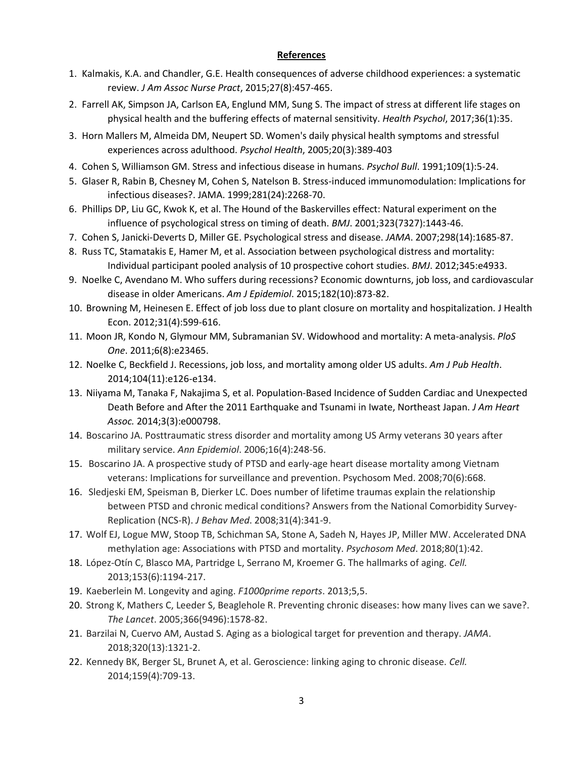**References**

1. Kalmakis, K.A. and Chandler, G.E. Health consequences of adverse childhood experiences: a systematic review. *J Am Assoc Nurse Pract*, 2015;27(8):457-465.
2. Farrell AK, Simpson JA, Carlson EA, Englund MM, Sung S. The impact of stress at different life stages on physical health and the buffering effects of maternal sensitivity. *Health Psychol*, 2017;36(1):35.
3. Horn Mallers M, Almeida DM, Neupert SD. Women's daily physical health symptoms and stressful experiences across adulthood. *Psychol Health*, 2005;20(3):389-403
4. Cohen S, Williamson GM. Stress and infectious disease in humans. *Psychol Bull*. 1991;109(1):5-24.
5. Glaser R, Rabin B, Chesney M, Cohen S, Natelson B. Stress-induced immunomodulation: Implications for infectious diseases?. JAMA. 1999;281(24):2268-70.
6. Phillips DP, Liu GC, Kwok K, et al. The Hound of the Baskervilles effect: Natural experiment on the influence of psychological stress on timing of death. *BMJ*. 2001;323(7327):1443-46.
7. Cohen S, Janicki-Deverts D, Miller GE. Psychological stress and disease. *JAMA*. 2007;298(14):1685-87.
8. Russ TC, Stamatakis E, Hamer M, et al. Association between psychological distress and mortality: Individual participant pooled analysis of 10 prospective cohort studies. *BMJ*. 2012;345:e4933.
9. Noelke C, Avendano M. Who suffers during recessions? Economic downturns, job loss, and cardiovascular disease in older Americans. *Am J Epidemiol*. 2015;182(10):873-82.
10. Browning M, Heinesen E. Effect of job loss due to plant closure on mortality and hospitalization. J Health Econ. 2012;31(4):599-616.
11. Moon JR, Kondo N, Glymour MM, Subramanian SV. Widowhood and mortality: A meta-analysis. *PloS One*. 2011;6(8):e23465.
12. Noelke C, Beckfield J. Recessions, job loss, and mortality among older US adults. *Am J Pub Health*. 2014;104(11):e126-e134.
13. Niiyama M, Tanaka F, Nakajima S, et al. Population-Based Incidence of Sudden Cardiac and Unexpected Death Before and After the 2011 Earthquake and Tsunami in Iwate, Northeast Japan. *J Am Heart Assoc.* 2014;3(3):e000798.
14. Boscarino JA. Posttraumatic stress disorder and mortality among US Army veterans 30 years after military service. *Ann Epidemiol*. 2006;16(4):248-56.
15. Boscarino JA. A prospective study of PTSD and early-age heart disease mortality among Vietnam veterans: Implications for surveillance and prevention. Psychosom Med. 2008;70(6):668.
16. Sledjeski EM, Speisman B, Dierker LC. Does number of lifetime traumas explain the relationship between PTSD and chronic medical conditions? Answers from the National Comorbidity Survey-Replication (NCS-R). *J Behav Med*. 2008;31(4):341-9.
17. Wolf EJ, Logue MW, Stoop TB, Schichman SA, Stone A, Sadeh N, Hayes JP, Miller MW. Accelerated DNA methylation age: Associations with PTSD and mortality. *Psychosom Med*. 2018;80(1):42.
18. López-Otín C, Blasco MA, Partridge L, Serrano M, Kroemer G. The hallmarks of aging. *Cell.* 2013;153(6):1194-217.
19. Kaeberlein M. Longevity and aging. *F1000prime reports*. 2013;5,5.
20. Strong K, Mathers C, Leeder S, Beaglehole R. Preventing chronic diseases: how many lives can we save?. *The Lancet*. 2005;366(9496):1578-82.
21. Barzilai N, Cuervo AM, Austad S. Aging as a biological target for prevention and therapy. *JAMA*. 2018;320(13):1321-2.
22. Kennedy BK, Berger SL, Brunet A, et al. Geroscience: linking aging to chronic disease. *Cell.* 2014;159(4):709-13.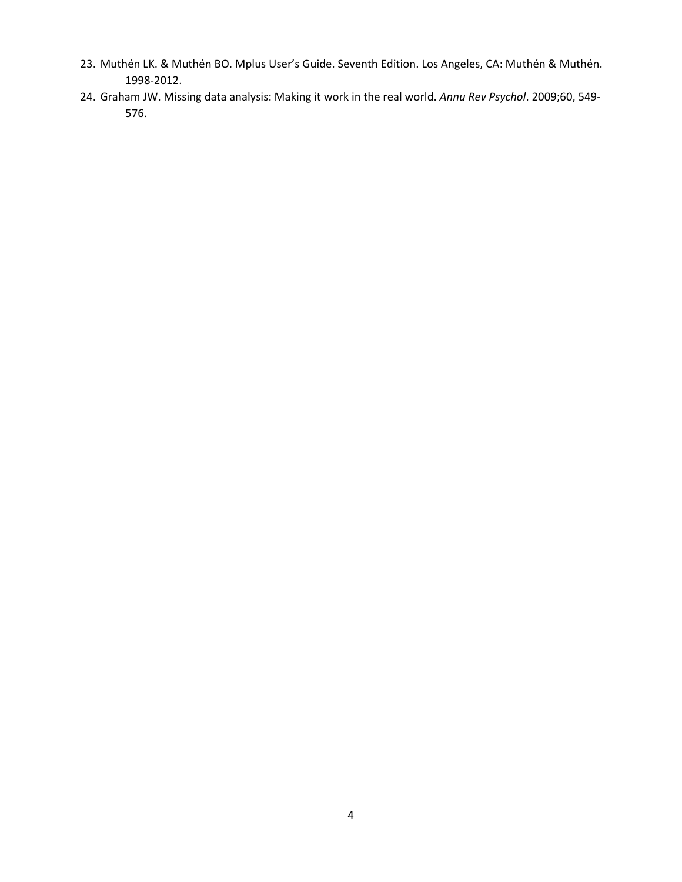23. Muthén LK. & Muthén BO. Mplus User's Guide. Seventh Edition. Los Angeles, CA: Muthén & Muthén. 1998-2012.
24. Graham JW. Missing data analysis: Making it work in the real world. *Annu Rev Psychol*. 2009;60, 549-576.